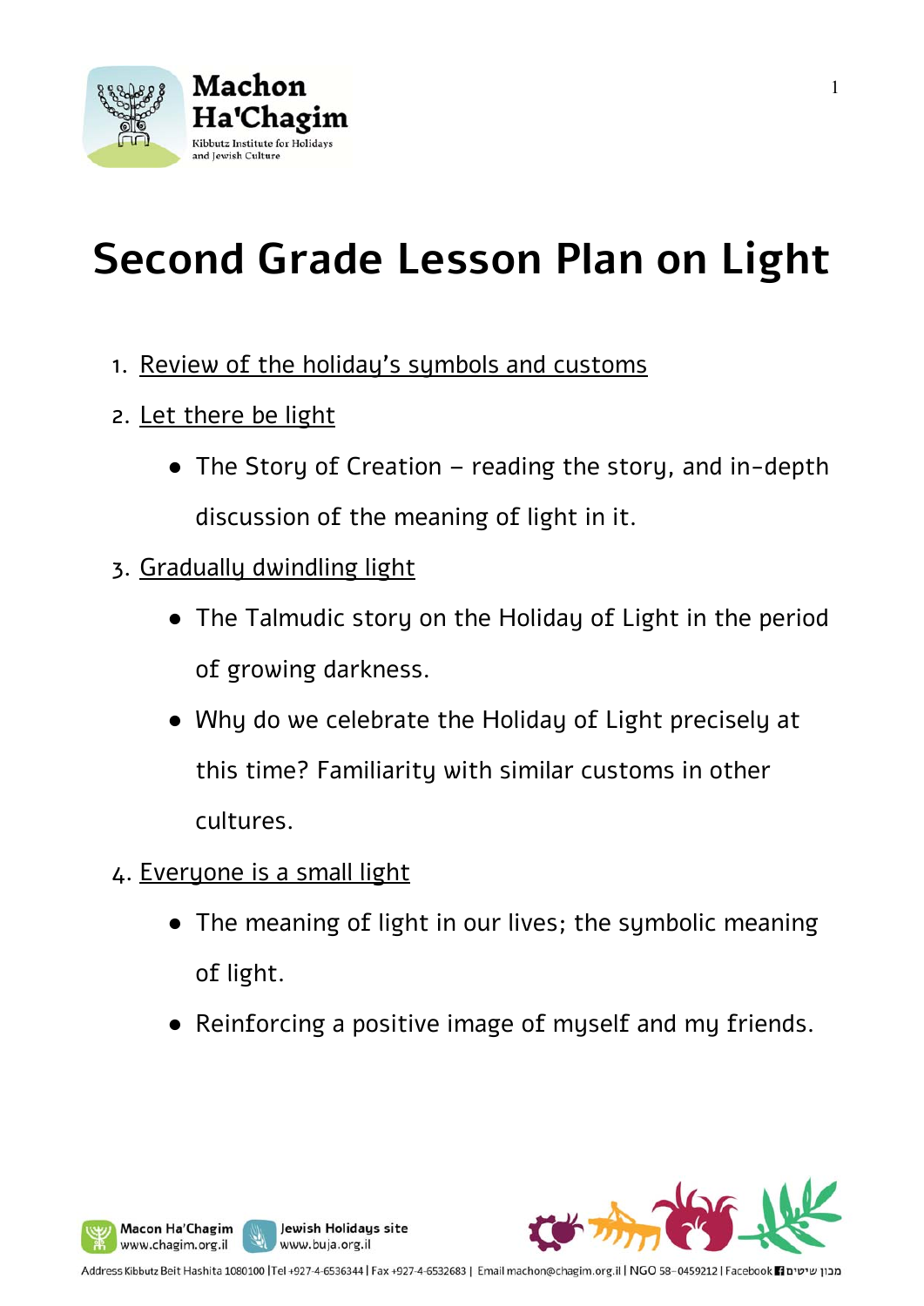# Second Grade Lesson Plan on Light

1. Review of the holiday's symbols and customs
2. Let there be light
   - The Story of Creation – reading the story, and in-depth discussion of the meaning of light in it.
3. Gradually dwindling light
   - The Talmudic story on the Holiday of Light in the period of growing darkness.
   - Why do we celebrate the Holiday of Light precisely at this time? Familiarity with similar customs in other cultures.
4. Everyone is a small light
   - The meaning of light in our lives; the symbolic meaning of light.
   - Reinforcing a positive image of myself and my friends.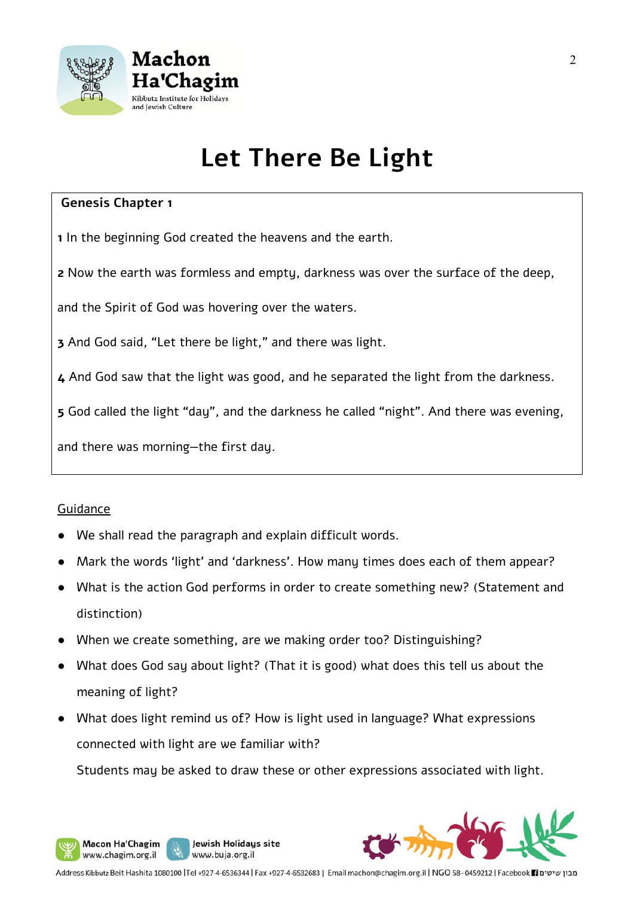# Let There Be Light

**Genesis Chapter 1**

**1** In the beginning God created the heavens and the earth.

**2** Now the earth was formless and empty, darkness was over the surface of the deep, and the Spirit of God was hovering over the waters.

**3** And God said, "Let there be light," and there was light.

**4** And God saw that the light was good, and he separated the light from the darkness.

**5** God called the light "day", and the darkness he called "night". And there was evening, and there was morning—the first day.

<u>Guidance</u>

- We shall read the paragraph and explain difficult words.
- Mark the words 'light' and 'darkness'. How many times does each of them appear?
- What is the action God performs in order to create something new? (Statement and distinction)
- When we create something, are we making order too? Distinguishing?
- What does God say about light? (That it is good) what does this tell us about the meaning of light?
- What does light remind us of? How is light used in language? What expressions connected with light are we familiar with?

  Students may be asked to draw these or other expressions associated with light.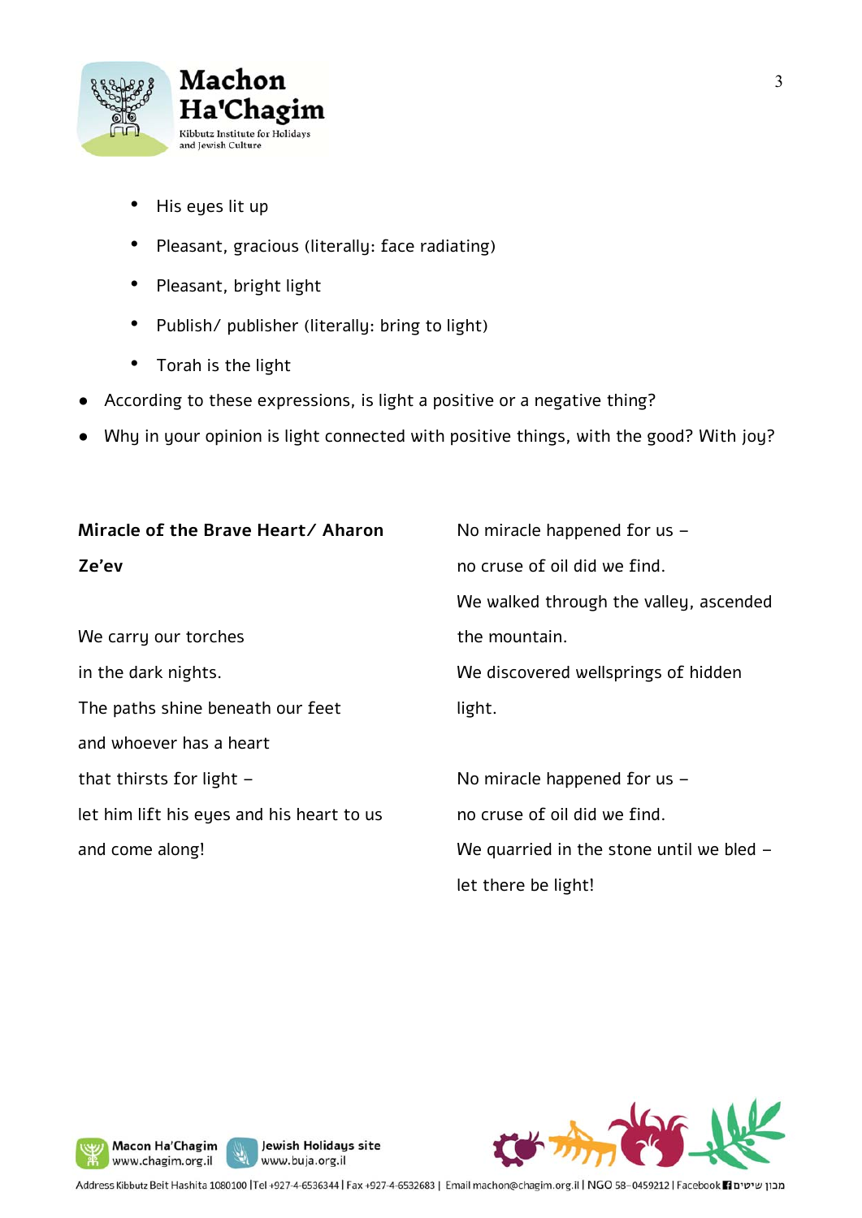- His eyes lit up
- Pleasant, gracious (literally: face radiating)
- Pleasant, bright light
- Publish/ publisher (literally: bring to light)
- Torah is the light

* According to these expressions, is light a positive or a negative thing?
* Why in your opinion is light connected with positive things, with the good? With joy?

**Miracle of the Brave Heart/ Aharon Ze'ev**

We carry our torches
in the dark nights.
The paths shine beneath our feet
and whoever has a heart
that thirsts for light –
let him lift his eyes and his heart to us
and come along!

No miracle happened for us –
no cruse of oil did we find.
We walked through the valley, ascended the mountain.
We discovered wellsprings of hidden light.

No miracle happened for us –
no cruse of oil did we find.
We quarried in the stone until we bled –
let there be light!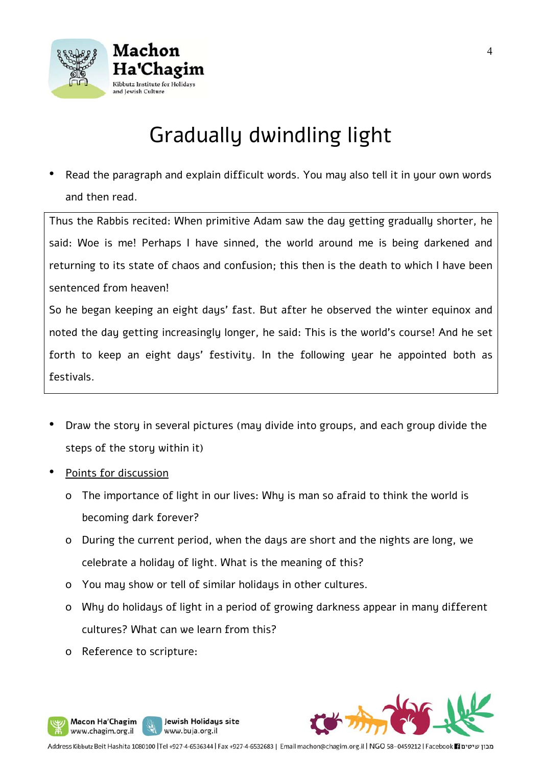# Gradually dwindling light

- Read the paragraph and explain difficult words. You may also tell it in your own words and then read.

> Thus the Rabbis recited: When primitive Adam saw the day getting gradually shorter, he said: Woe is me! Perhaps I have sinned, the world around me is being darkened and returning to its state of chaos and confusion; this then is the death to which I have been sentenced from heaven!
>
> So he began keeping an eight days' fast. But after he observed the winter equinox and noted the day getting increasingly longer, he said: This is the world's course! And he set forth to keep an eight days' festivity. In the following year he appointed both as festivals.

- Draw the story in several pictures (may divide into groups, and each group divide the steps of the story within it)
- <u>Points for discussion</u>
    - The importance of light in our lives: Why is man so afraid to think the world is becoming dark forever?
    - During the current period, when the days are short and the nights are long, we celebrate a holiday of light. What is the meaning of this?
    - You may show or tell of similar holidays in other cultures.
    - Why do holidays of light in a period of growing darkness appear in many different cultures? What can we learn from this?
    - Reference to scripture: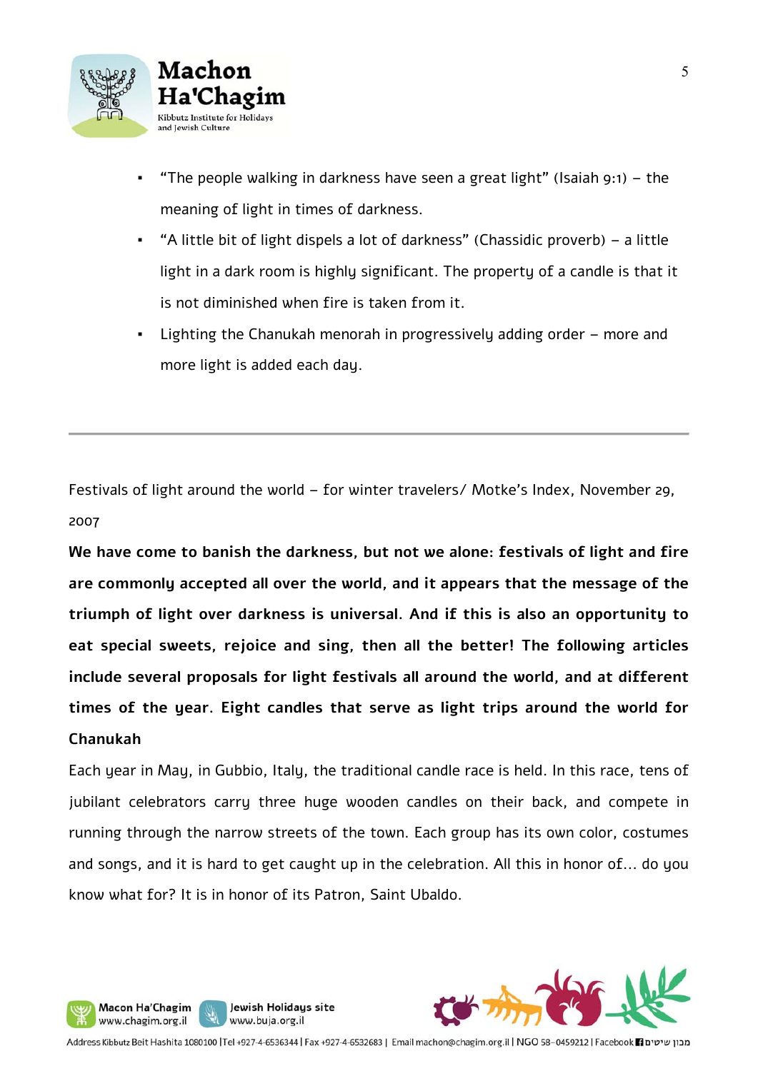- "The people walking in darkness have seen a great light" (Isaiah 9:1) – the meaning of light in times of darkness.
- "A little bit of light dispels a lot of darkness" (Chassidic proverb) – a little light in a dark room is highly significant. The property of a candle is that it is not diminished when fire is taken from it.
- Lighting the Chanukah menorah in progressively adding order – more and more light is added each day.

---

Festivals of light around the world – for winter travelers/ Motke's Index, November 29, 2007

**We have come to banish the darkness, but not we alone: festivals of light and fire are commonly accepted all over the world, and it appears that the message of the triumph of light over darkness is universal. And if this is also an opportunity to eat special sweets, rejoice and sing, then all the better! The following articles include several proposals for light festivals all around the world, and at different times of the year. Eight candles that serve as light trips around the world for Chanukah**

Each year in May, in Gubbio, Italy, the traditional candle race is held. In this race, tens of jubilant celebrators carry three huge wooden candles on their back, and compete in running through the narrow streets of the town. Each group has its own color, costumes and songs, and it is hard to get caught up in the celebration. All this in honor of... do you know what for? It is in honor of its Patron, Saint Ubaldo.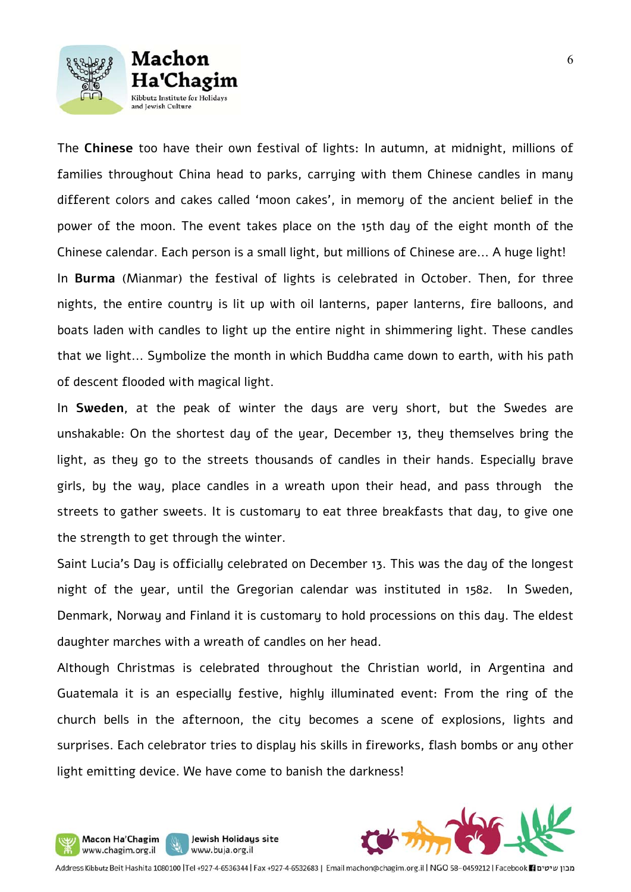The **Chinese** too have their own festival of lights: In autumn, at midnight, millions of families throughout China head to parks, carrying with them Chinese candles in many different colors and cakes called 'moon cakes', in memory of the ancient belief in the power of the moon. The event takes place on the 15th day of the eight month of the Chinese calendar. Each person is a small light, but millions of Chinese are... A huge light!

In **Burma** (Mianmar) the festival of lights is celebrated in October. Then, for three nights, the entire country is lit up with oil lanterns, paper lanterns, fire balloons, and boats laden with candles to light up the entire night in shimmering light. These candles that we light... Symbolize the month in which Buddha came down to earth, with his path of descent flooded with magical light.

In **Sweden**, at the peak of winter the days are very short, but the Swedes are unshakable: On the shortest day of the year, December 13, they themselves bring the light, as they go to the streets thousands of candles in their hands. Especially brave girls, by the way, place candles in a wreath upon their head, and pass through the streets to gather sweets. It is customary to eat three breakfasts that day, to give one the strength to get through the winter.

Saint Lucia's Day is officially celebrated on December 13. This was the day of the longest night of the year, until the Gregorian calendar was instituted in 1582. In Sweden, Denmark, Norway and Finland it is customary to hold processions on this day. The eldest daughter marches with a wreath of candles on her head.

Although Christmas is celebrated throughout the Christian world, in Argentina and Guatemala it is an especially festive, highly illuminated event: From the ring of the church bells in the afternoon, the city becomes a scene of explosions, lights and surprises. Each celebrator tries to display his skills in fireworks, flash bombs or any other light emitting device. We have come to banish the darkness!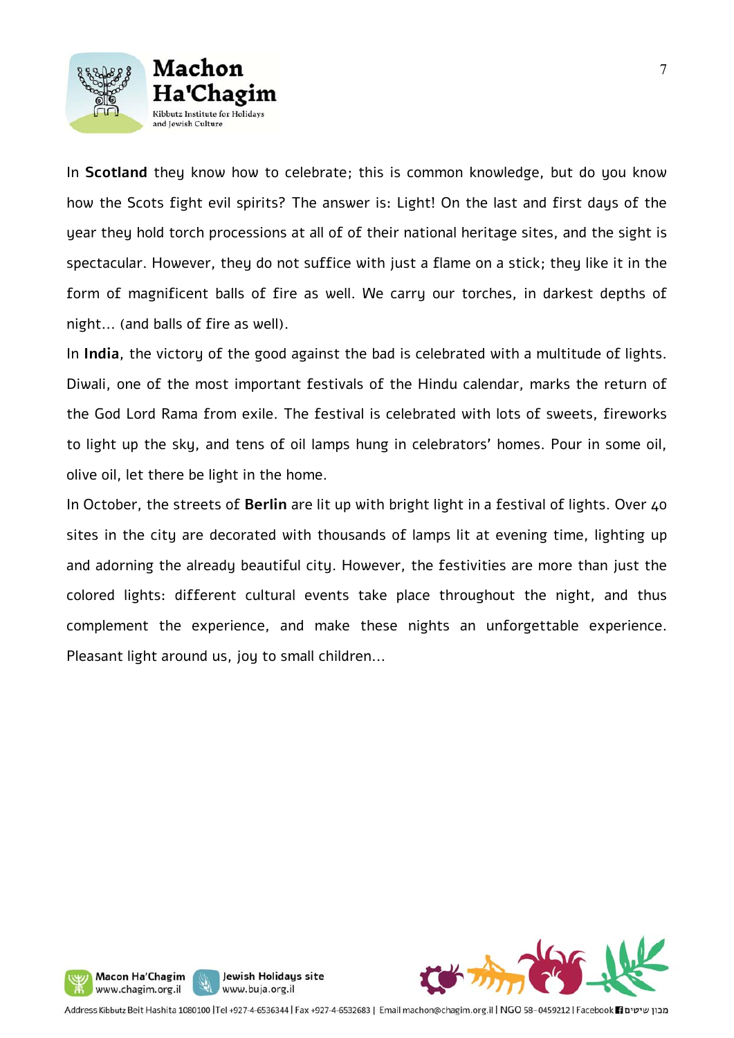In **Scotland** they know how to celebrate; this is common knowledge, but do you know how the Scots fight evil spirits? The answer is: Light! On the last and first days of the year they hold torch processions at all of of their national heritage sites, and the sight is spectacular. However, they do not suffice with just a flame on a stick; they like it in the form of magnificent balls of fire as well. We carry our torches, in darkest depths of night... (and balls of fire as well).

In **India**, the victory of the good against the bad is celebrated with a multitude of lights. Diwali, one of the most important festivals of the Hindu calendar, marks the return of the God Lord Rama from exile. The festival is celebrated with lots of sweets, fireworks to light up the sky, and tens of oil lamps hung in celebrators' homes. Pour in some oil, olive oil, let there be light in the home.

In October, the streets of **Berlin** are lit up with bright light in a festival of lights. Over 40 sites in the city are decorated with thousands of lamps lit at evening time, lighting up and adorning the already beautiful city. However, the festivities are more than just the colored lights: different cultural events take place throughout the night, and thus complement the experience, and make these nights an unforgettable experience. Pleasant light around us, joy to small children...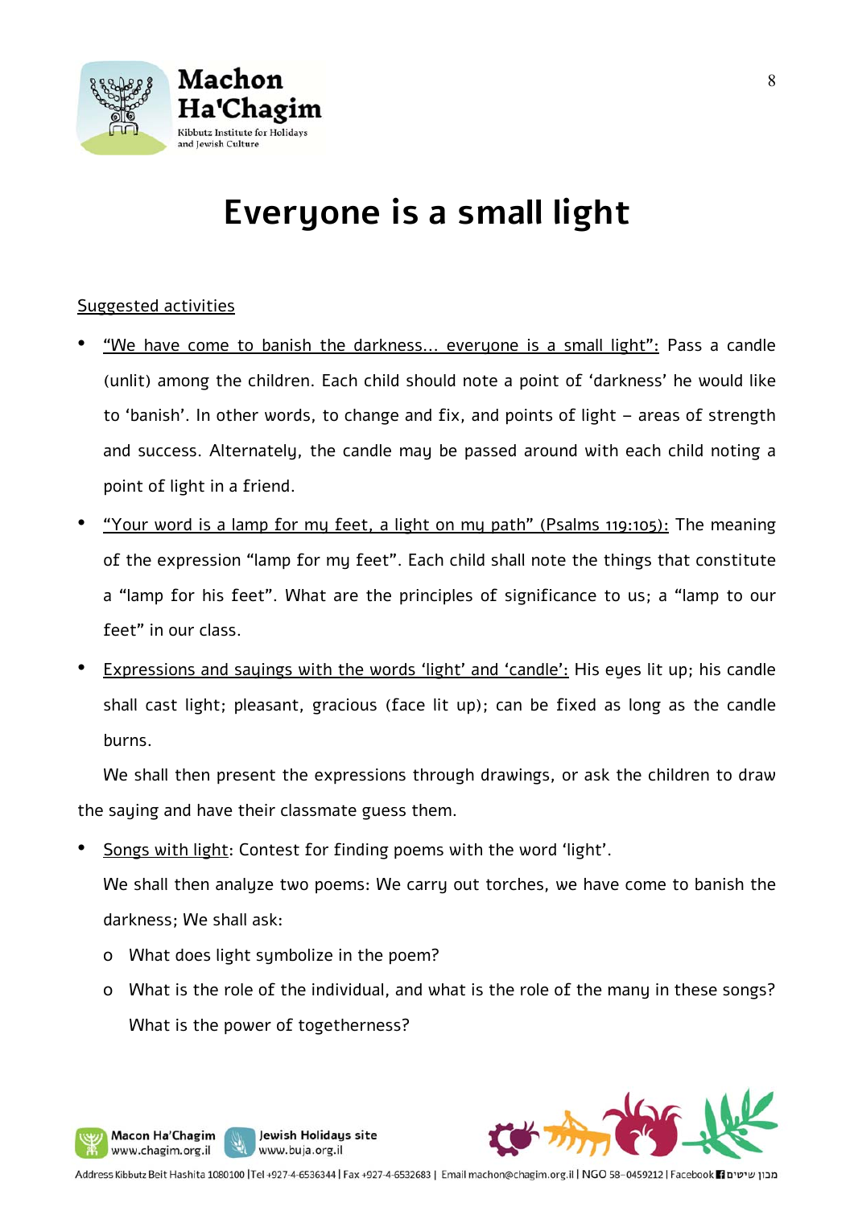# Everyone is a small light

Suggested activities

- "We have come to banish the darkness... everyone is a small light": Pass a candle (unlit) among the children. Each child should note a point of 'darkness' he would like to 'banish'. In other words, to change and fix, and points of light – areas of strength and success. Alternately, the candle may be passed around with each child noting a point of light in a friend.
- "Your word is a lamp for my feet, a light on my path" (Psalms 119:105): The meaning of the expression "lamp for my feet". Each child shall note the things that constitute a "lamp for his feet". What are the principles of significance to us; a "lamp to our feet" in our class.
- Expressions and sayings with the words 'light' and 'candle': His eyes lit up; his candle shall cast light; pleasant, gracious (face lit up); can be fixed as long as the candle burns.

  We shall then present the expressions through drawings, or ask the children to draw the saying and have their classmate guess them.

- Songs with light: Contest for finding poems with the word 'light'.

  We shall then analyze two poems: We carry out torches, we have come to banish the darkness; We shall ask:

  - What does light symbolize in the poem?
  - What is the role of the individual, and what is the role of the many in these songs? What is the power of togetherness?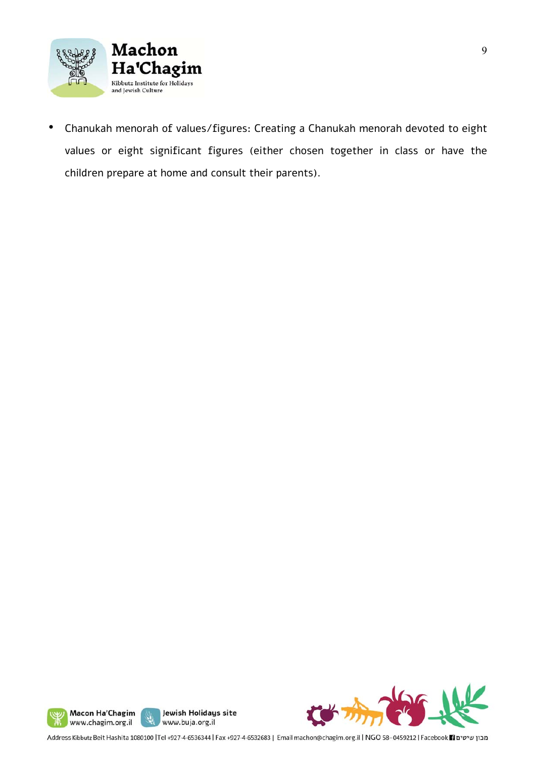- Chanukah menorah of values/figures: Creating a Chanukah menorah devoted to eight values or eight significant figures (either chosen together in class or have the children prepare at home and consult their parents).